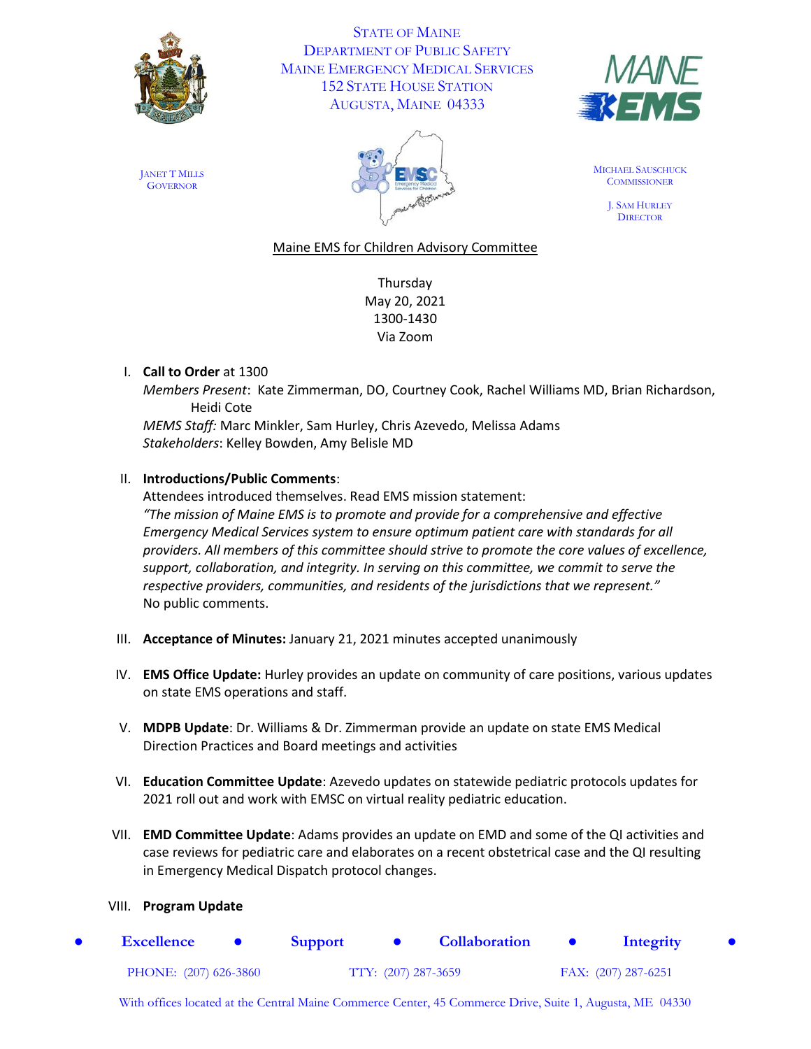STATE OF MAINE
DEPARTMENT OF PUBLIC SAFETY
MAINE EMERGENCY MEDICAL SERVICES
152 STATE HOUSE STATION
AUGUSTA, MAINE 04333

JANET T MILLS
GOVERNOR

MICHAEL SAUSCHUCK
COMMISSIONER

J. SAM HURLEY
DIRECTOR

Maine EMS for Children Advisory Committee

Thursday
May 20, 2021
1300-1430
Via Zoom

I. **Call to Order** at 1300
   *Members Present*: Kate Zimmerman, DO, Courtney Cook, Rachel Williams MD, Brian Richardson, Heidi Cote
   *MEMS Staff:* Marc Minkler, Sam Hurley, Chris Azevedo, Melissa Adams
   *Stakeholders*: Kelley Bowden, Amy Belisle MD

II. **Introductions/Public Comments**:
   Attendees introduced themselves. Read EMS mission statement:
   *"The mission of Maine EMS is to promote and provide for a comprehensive and effective Emergency Medical Services system to ensure optimum patient care with standards for all providers. All members of this committee should strive to promote the core values of excellence, support, collaboration, and integrity. In serving on this committee, we commit to serve the respective providers, communities, and residents of the jurisdictions that we represent."*
   No public comments.

III. **Acceptance of Minutes:** January 21, 2021 minutes accepted unanimously

IV. **EMS Office Update:** Hurley provides an update on community of care positions, various updates on state EMS operations and staff.

V. **MDPB Update**: Dr. Williams & Dr. Zimmerman provide an update on state EMS Medical Direction Practices and Board meetings and activities

VI. **Education Committee Update**: Azevedo updates on statewide pediatric protocols updates for 2021 roll out and work with EMSC on virtual reality pediatric education.

VII. **EMD Committee Update**: Adams provides an update on EMD and some of the QI activities and case reviews for pediatric care and elaborates on a recent obstetrical case and the QI resulting in Emergency Medical Dispatch protocol changes.

VIII. **Program Update**

● Excellence ● Support ● Collaboration ● Integrity ●

PHONE: (207) 626-3860 TTY: (207) 287-3659 FAX: (207) 287-6251

With offices located at the Central Maine Commerce Center, 45 Commerce Drive, Suite 1, Augusta, ME 04330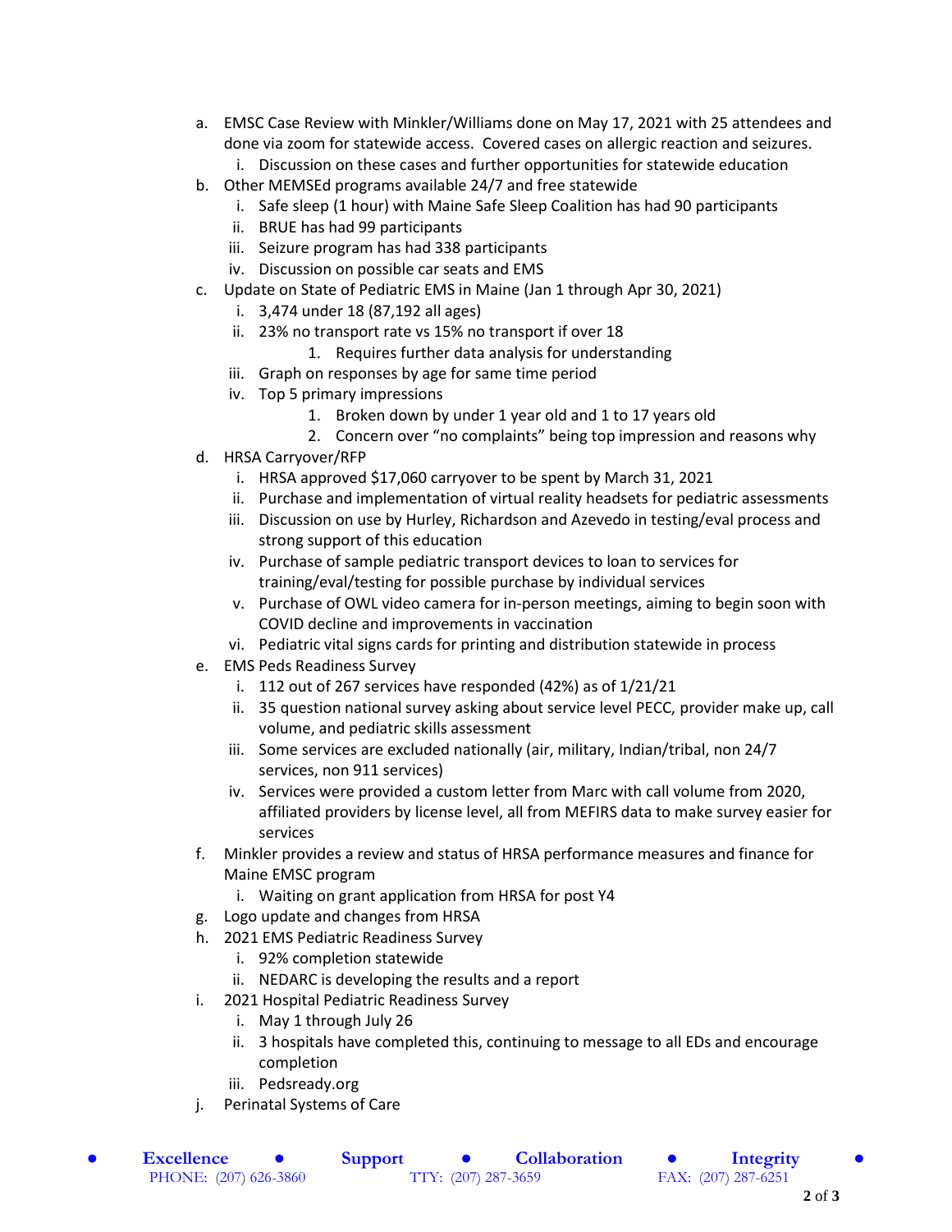a. EMSC Case Review with Minkler/Williams done on May 17, 2021 with 25 attendees and done via zoom for statewide access. Covered cases on allergic reaction and seizures.
   i. Discussion on these cases and further opportunities for statewide education
b. Other MEMSEd programs available 24/7 and free statewide
   i. Safe sleep (1 hour) with Maine Safe Sleep Coalition has had 90 participants
   ii. BRUE has had 99 participants
   iii. Seizure program has had 338 participants
   iv. Discussion on possible car seats and EMS
c. Update on State of Pediatric EMS in Maine (Jan 1 through Apr 30, 2021)
   i. 3,474 under 18 (87,192 all ages)
   ii. 23% no transport rate vs 15% no transport if over 18
      1. Requires further data analysis for understanding
   iii. Graph on responses by age for same time period
   iv. Top 5 primary impressions
      1. Broken down by under 1 year old and 1 to 17 years old
      2. Concern over "no complaints" being top impression and reasons why
d. HRSA Carryover/RFP
   i. HRSA approved $17,060 carryover to be spent by March 31, 2021
   ii. Purchase and implementation of virtual reality headsets for pediatric assessments
   iii. Discussion on use by Hurley, Richardson and Azevedo in testing/eval process and strong support of this education
   iv. Purchase of sample pediatric transport devices to loan to services for training/eval/testing for possible purchase by individual services
   v. Purchase of OWL video camera for in-person meetings, aiming to begin soon with COVID decline and improvements in vaccination
   vi. Pediatric vital signs cards for printing and distribution statewide in process
e. EMS Peds Readiness Survey
   i. 112 out of 267 services have responded (42%) as of 1/21/21
   ii. 35 question national survey asking about service level PECC, provider make up, call volume, and pediatric skills assessment
   iii. Some services are excluded nationally (air, military, Indian/tribal, non 24/7 services, non 911 services)
   iv. Services were provided a custom letter from Marc with call volume from 2020, affiliated providers by license level, all from MEFIRS data to make survey easier for services
f. Minkler provides a review and status of HRSA performance measures and finance for Maine EMSC program
   i. Waiting on grant application from HRSA for post Y4
g. Logo update and changes from HRSA
h. 2021 EMS Pediatric Readiness Survey
   i. 92% completion statewide
   ii. NEDARC is developing the results and a report
i. 2021 Hospital Pediatric Readiness Survey
   i. May 1 through July 26
   ii. 3 hospitals have completed this, continuing to message to all EDs and encourage completion
   iii. Pedsready.org
j. Perinatal Systems of Care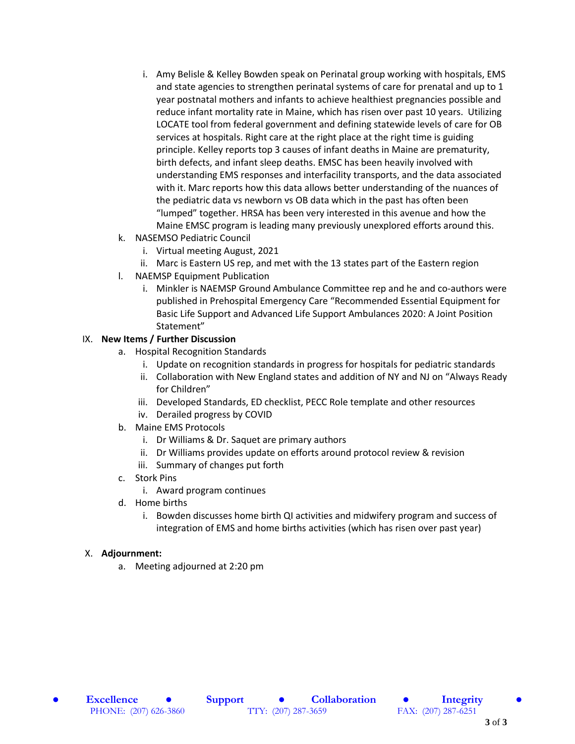i. Amy Belisle & Kelley Bowden speak on Perinatal group working with hospitals, EMS and state agencies to strengthen perinatal systems of care for prenatal and up to 1 year postnatal mothers and infants to achieve healthiest pregnancies possible and reduce infant mortality rate in Maine, which has risen over past 10 years. Utilizing LOCATE tool from federal government and defining statewide levels of care for OB services at hospitals. Right care at the right place at the right time is guiding principle. Kelley reports top 3 causes of infant deaths in Maine are prematurity, birth defects, and infant sleep deaths. EMSC has been heavily involved with understanding EMS responses and interfacility transports, and the data associated with it. Marc reports how this data allows better understanding of the nuances of the pediatric data vs newborn vs OB data which in the past has often been "lumped" together. HRSA has been very interested in this avenue and how the Maine EMSC program is leading many previously unexplored efforts around this.

k. NASEMSO Pediatric Council
   i. Virtual meeting August, 2021
   ii. Marc is Eastern US rep, and met with the 13 states part of the Eastern region

l. NAEMSP Equipment Publication
   i. Minkler is NAEMSP Ground Ambulance Committee rep and he and co-authors were published in Prehospital Emergency Care "Recommended Essential Equipment for Basic Life Support and Advanced Life Support Ambulances 2020: A Joint Position Statement"

IX. **New Items / Further Discussion**

a. Hospital Recognition Standards
   i. Update on recognition standards in progress for hospitals for pediatric standards
   ii. Collaboration with New England states and addition of NY and NJ on "Always Ready for Children"
   iii. Developed Standards, ED checklist, PECC Role template and other resources
   iv. Derailed progress by COVID

b. Maine EMS Protocols
   i. Dr Williams & Dr. Saquet are primary authors
   ii. Dr Williams provides update on efforts around protocol review & revision
   iii. Summary of changes put forth

c. Stork Pins
   i. Award program continues

d. Home births
   i. Bowden discusses home birth QI activities and midwifery program and success of integration of EMS and home births activities (which has risen over past year)

X. **Adjournment:**

a. Meeting adjourned at 2:20 pm